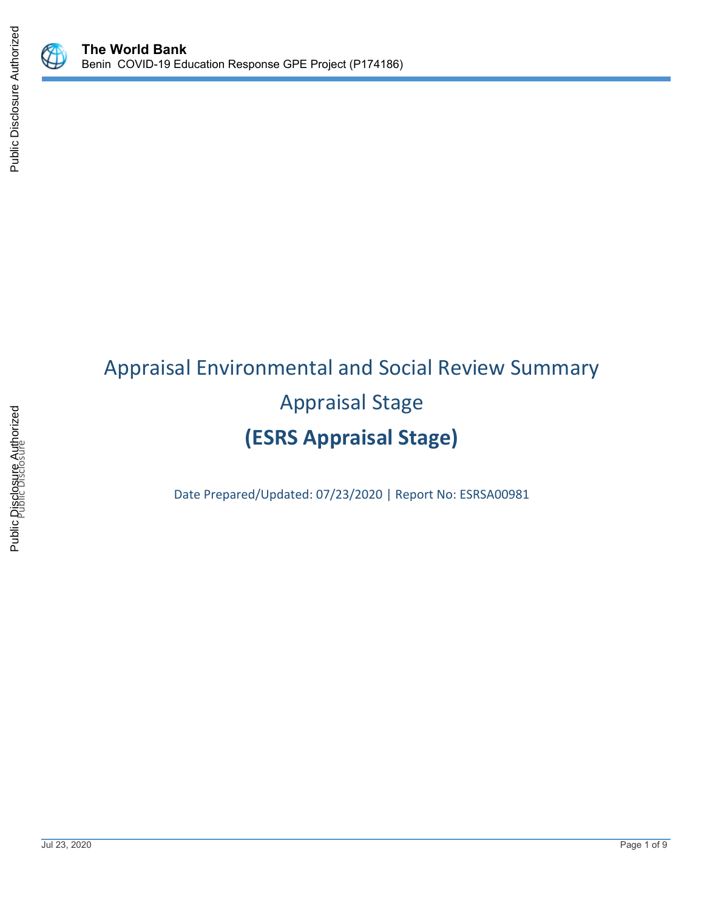# Appraisal Environmental and Social Review Summary

## Appraisal Stage

## (ESRS Appraisal Stage)

Date Prepared/Updated: 07/23/2020 | Report No: ESRSA00981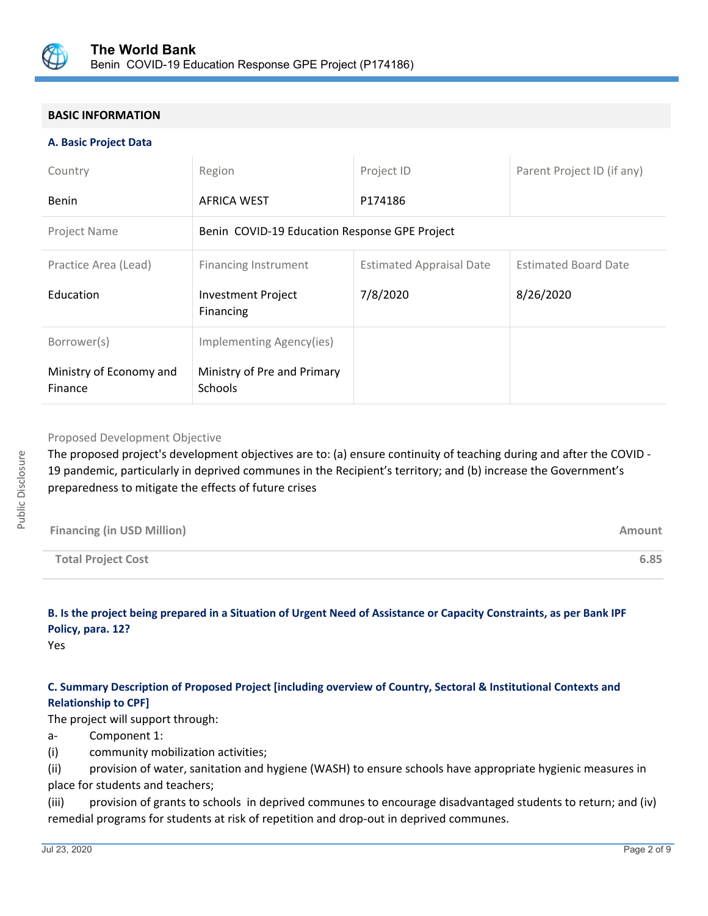## BASIC INFORMATION

### A. Basic Project Data

| Country | Region | Project ID | Parent Project ID (if any) |
|---|---|---|---|
| Benin | AFRICA WEST | P174186 | |
| Project Name | Benin COVID-19 Education Response GPE Project | | |
| Practice Area (Lead) | Financing Instrument | Estimated Appraisal Date | Estimated Board Date |
| Education | Investment Project Financing | 7/8/2020 | 8/26/2020 |
| Borrower(s) | Implementing Agency(ies) | | |
| Ministry of Economy and Finance | Ministry of Pre and Primary Schools | | |

Proposed Development Objective

The proposed project's development objectives are to: (a) ensure continuity of teaching during and after the COVID -19 pandemic, particularly in deprived communes in the Recipient's territory; and (b) increase the Government's preparedness to mitigate the effects of future crises

| Financing (in USD Million) | Amount |
|---|---|
| Total Project Cost | 6.85 |

### B. Is the project being prepared in a Situation of Urgent Need of Assistance or Capacity Constraints, as per Bank IPF Policy, para. 12?

Yes

### C. Summary Description of Proposed Project [including overview of Country, Sectoral & Institutional Contexts and Relationship to CPF]

The project will support through:

a- Component 1:

(i) community mobilization activities;

(ii) provision of water, sanitation and hygiene (WASH) to ensure schools have appropriate hygienic measures in place for students and teachers;

(iii) provision of grants to schools in deprived communes to encourage disadvantaged students to return; and (iv) remedial programs for students at risk of repetition and drop-out in deprived communes.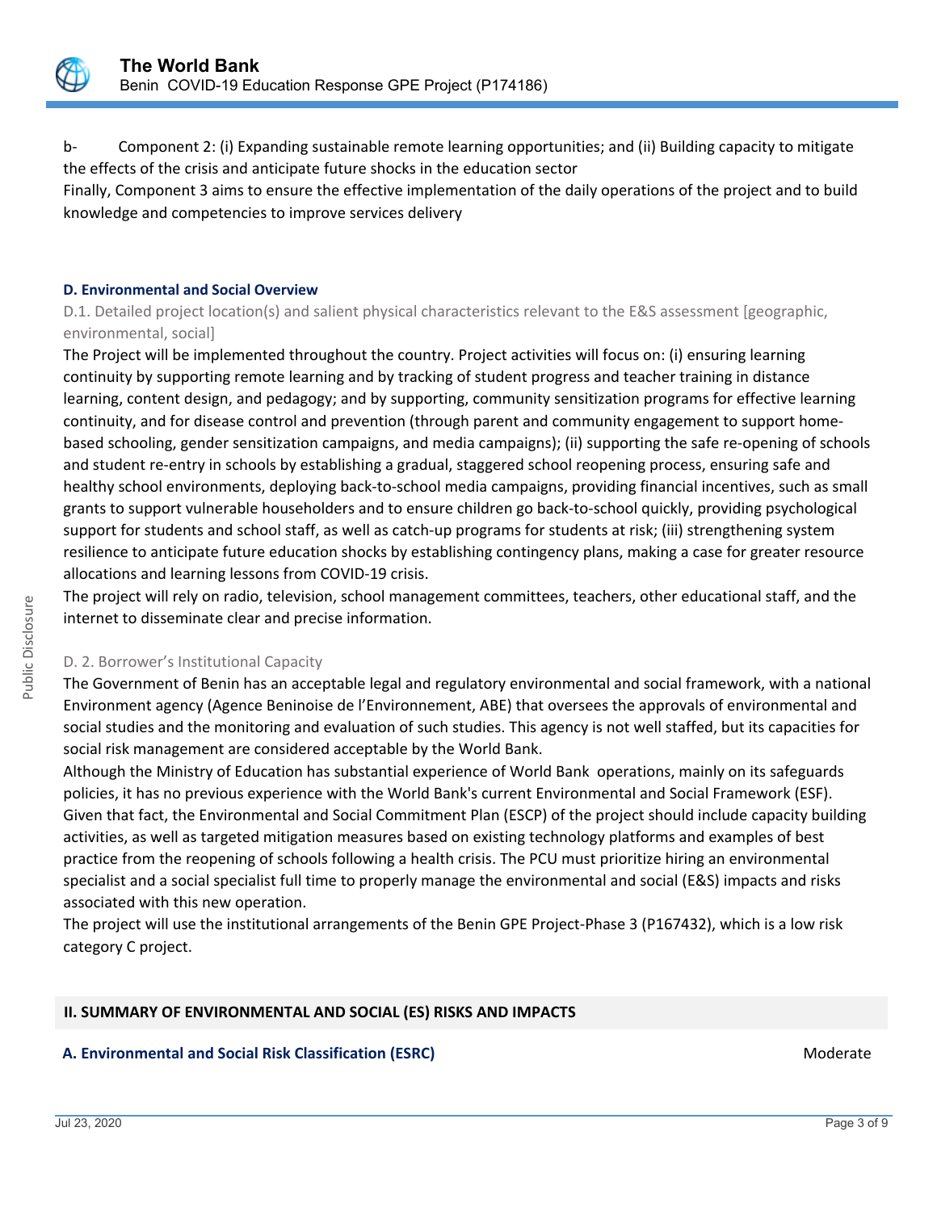b- Component 2: (i) Expanding sustainable remote learning opportunities; and (ii) Building capacity to mitigate the effects of the crisis and anticipate future shocks in the education sector

Finally, Component 3 aims to ensure the effective implementation of the daily operations of the project and to build knowledge and competencies to improve services delivery

### D. Environmental and Social Overview

D.1. Detailed project location(s) and salient physical characteristics relevant to the E&S assessment [geographic, environmental, social]

The Project will be implemented throughout the country. Project activities will focus on: (i) ensuring learning continuity by supporting remote learning and by tracking of student progress and teacher training in distance learning, content design, and pedagogy; and by supporting, community sensitization programs for effective learning continuity, and for disease control and prevention (through parent and community engagement to support home-based schooling, gender sensitization campaigns, and media campaigns); (ii) supporting the safe re-opening of schools and student re-entry in schools by establishing a gradual, staggered school reopening process, ensuring safe and healthy school environments, deploying back-to-school media campaigns, providing financial incentives, such as small grants to support vulnerable householders and to ensure children go back-to-school quickly, providing psychological support for students and school staff, as well as catch-up programs for students at risk; (iii) strengthening system resilience to anticipate future education shocks by establishing contingency plans, making a case for greater resource allocations and learning lessons from COVID-19 crisis.

The project will rely on radio, television, school management committees, teachers, other educational staff, and the internet to disseminate clear and precise information.

D. 2. Borrower's Institutional Capacity

The Government of Benin has an acceptable legal and regulatory environmental and social framework, with a national Environment agency (Agence Beninoise de l'Environnement, ABE) that oversees the approvals of environmental and social studies and the monitoring and evaluation of such studies. This agency is not well staffed, but its capacities for social risk management are considered acceptable by the World Bank.

Although the Ministry of Education has substantial experience of World Bank operations, mainly on its safeguards policies, it has no previous experience with the World Bank's current Environmental and Social Framework (ESF). Given that fact, the Environmental and Social Commitment Plan (ESCP) of the project should include capacity building activities, as well as targeted mitigation measures based on existing technology platforms and examples of best practice from the reopening of schools following a health crisis. The PCU must prioritize hiring an environmental specialist and a social specialist full time to properly manage the environmental and social (E&S) impacts and risks associated with this new operation.

The project will use the institutional arrangements of the Benin GPE Project-Phase 3 (P167432), which is a low risk category C project.

## II. SUMMARY OF ENVIRONMENTAL AND SOCIAL (ES) RISKS AND IMPACTS

### A. Environmental and Social Risk Classification (ESRC)

Moderate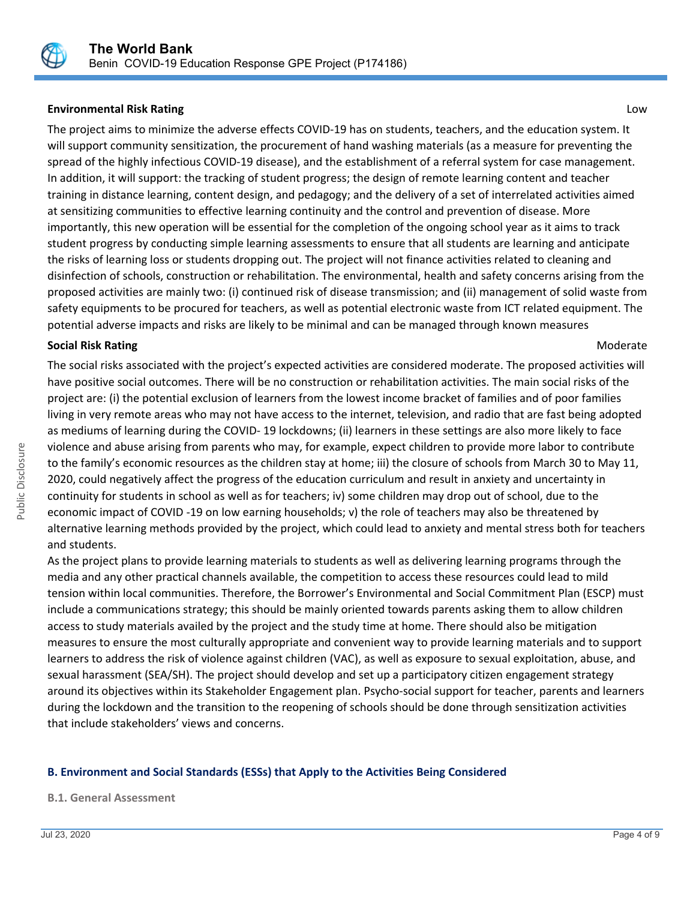**Environmental Risk Rating** Low

The project aims to minimize the adverse effects COVID-19 has on students, teachers, and the education system. It will support community sensitization, the procurement of hand washing materials (as a measure for preventing the spread of the highly infectious COVID-19 disease), and the establishment of a referral system for case management. In addition, it will support: the tracking of student progress; the design of remote learning content and teacher training in distance learning, content design, and pedagogy; and the delivery of a set of interrelated activities aimed at sensitizing communities to effective learning continuity and the control and prevention of disease. More importantly, this new operation will be essential for the completion of the ongoing school year as it aims to track student progress by conducting simple learning assessments to ensure that all students are learning and anticipate the risks of learning loss or students dropping out. The project will not finance activities related to cleaning and disinfection of schools, construction or rehabilitation. The environmental, health and safety concerns arising from the proposed activities are mainly two: (i) continued risk of disease transmission; and (ii) management of solid waste from safety equipments to be procured for teachers, as well as potential electronic waste from ICT related equipment. The potential adverse impacts and risks are likely to be minimal and can be managed through known measures

**Social Risk Rating** Moderate

The social risks associated with the project's expected activities are considered moderate. The proposed activities will have positive social outcomes. There will be no construction or rehabilitation activities. The main social risks of the project are: (i) the potential exclusion of learners from the lowest income bracket of families and of poor families living in very remote areas who may not have access to the internet, television, and radio that are fast being adopted as mediums of learning during the COVID- 19 lockdowns; (ii) learners in these settings are also more likely to face violence and abuse arising from parents who may, for example, expect children to provide more labor to contribute to the family's economic resources as the children stay at home; iii) the closure of schools from March 30 to May 11, 2020, could negatively affect the progress of the education curriculum and result in anxiety and uncertainty in continuity for students in school as well as for teachers; iv) some children may drop out of school, due to the economic impact of COVID -19 on low earning households; v) the role of teachers may also be threatened by alternative learning methods provided by the project, which could lead to anxiety and mental stress both for teachers and students.

As the project plans to provide learning materials to students as well as delivering learning programs through the media and any other practical channels available, the competition to access these resources could lead to mild tension within local communities. Therefore, the Borrower's Environmental and Social Commitment Plan (ESCP) must include a communications strategy; this should be mainly oriented towards parents asking them to allow children access to study materials availed by the project and the study time at home. There should also be mitigation measures to ensure the most culturally appropriate and convenient way to provide learning materials and to support learners to address the risk of violence against children (VAC), as well as exposure to sexual exploitation, abuse, and sexual harassment (SEA/SH). The project should develop and set up a participatory citizen engagement strategy around its objectives within its Stakeholder Engagement plan. Psycho-social support for teacher, parents and learners during the lockdown and the transition to the reopening of schools should be done through sensitization activities that include stakeholders' views and concerns.

## B. Environment and Social Standards (ESSs) that Apply to the Activities Being Considered

### B.1. General Assessment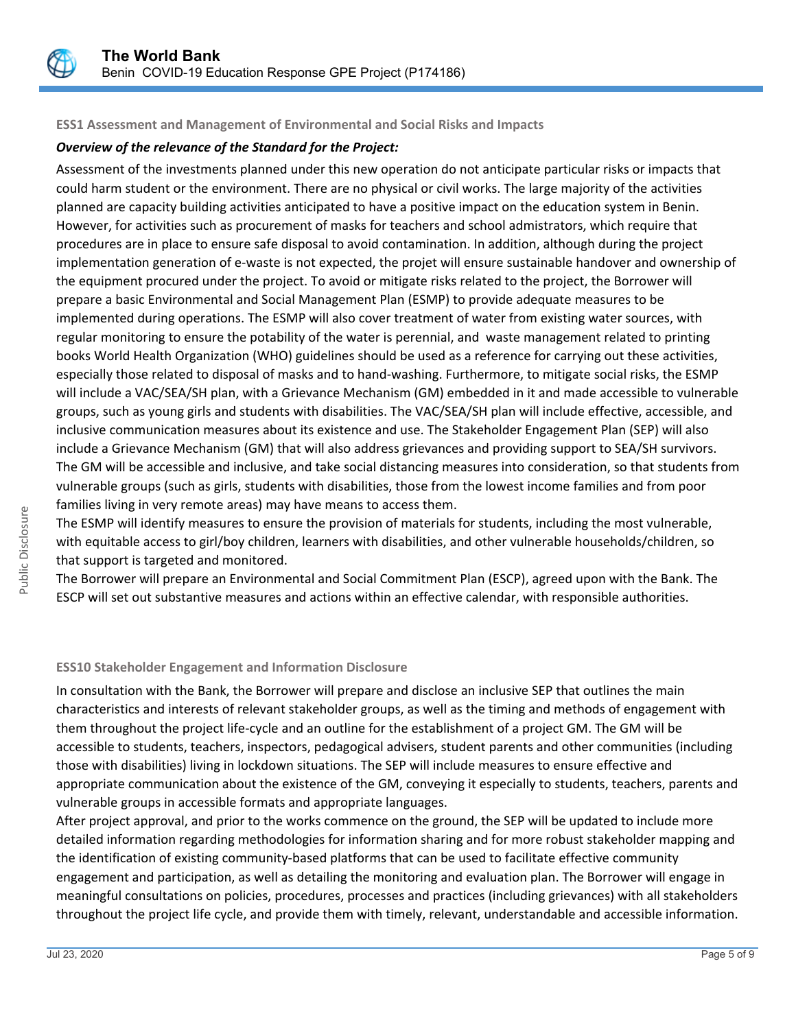### ESS1 Assessment and Management of Environmental and Social Risks and Impacts

***Overview of the relevance of the Standard for the Project:***

Assessment of the investments planned under this new operation do not anticipate particular risks or impacts that could harm student or the environment. There are no physical or civil works. The large majority of the activities planned are capacity building activities anticipated to have a positive impact on the education system in Benin. However, for activities such as procurement of masks for teachers and school admistrators, which require that procedures are in place to ensure safe disposal to avoid contamination. In addition, although during the project implementation generation of e-waste is not expected, the projet will ensure sustainable handover and ownership of the equipment procured under the project. To avoid or mitigate risks related to the project, the Borrower will prepare a basic Environmental and Social Management Plan (ESMP) to provide adequate measures to be implemented during operations. The ESMP will also cover treatment of water from existing water sources, with regular monitoring to ensure the potability of the water is perennial, and waste management related to printing books World Health Organization (WHO) guidelines should be used as a reference for carrying out these activities, especially those related to disposal of masks and to hand-washing. Furthermore, to mitigate social risks, the ESMP will include a VAC/SEA/SH plan, with a Grievance Mechanism (GM) embedded in it and made accessible to vulnerable groups, such as young girls and students with disabilities. The VAC/SEA/SH plan will include effective, accessible, and inclusive communication measures about its existence and use. The Stakeholder Engagement Plan (SEP) will also include a Grievance Mechanism (GM) that will also address grievances and providing support to SEA/SH survivors. The GM will be accessible and inclusive, and take social distancing measures into consideration, so that students from vulnerable groups (such as girls, students with disabilities, those from the lowest income families and from poor families living in very remote areas) may have means to access them.

The ESMP will identify measures to ensure the provision of materials for students, including the most vulnerable, with equitable access to girl/boy children, learners with disabilities, and other vulnerable households/children, so that support is targeted and monitored.

The Borrower will prepare an Environmental and Social Commitment Plan (ESCP), agreed upon with the Bank. The ESCP will set out substantive measures and actions within an effective calendar, with responsible authorities.

### ESS10 Stakeholder Engagement and Information Disclosure

In consultation with the Bank, the Borrower will prepare and disclose an inclusive SEP that outlines the main characteristics and interests of relevant stakeholder groups, as well as the timing and methods of engagement with them throughout the project life-cycle and an outline for the establishment of a project GM. The GM will be accessible to students, teachers, inspectors, pedagogical advisers, student parents and other communities (including those with disabilities) living in lockdown situations. The SEP will include measures to ensure effective and appropriate communication about the existence of the GM, conveying it especially to students, teachers, parents and vulnerable groups in accessible formats and appropriate languages.

After project approval, and prior to the works commence on the ground, the SEP will be updated to include more detailed information regarding methodologies for information sharing and for more robust stakeholder mapping and the identification of existing community-based platforms that can be used to facilitate effective community engagement and participation, as well as detailing the monitoring and evaluation plan. The Borrower will engage in meaningful consultations on policies, procedures, processes and practices (including grievances) with all stakeholders throughout the project life cycle, and provide them with timely, relevant, understandable and accessible information.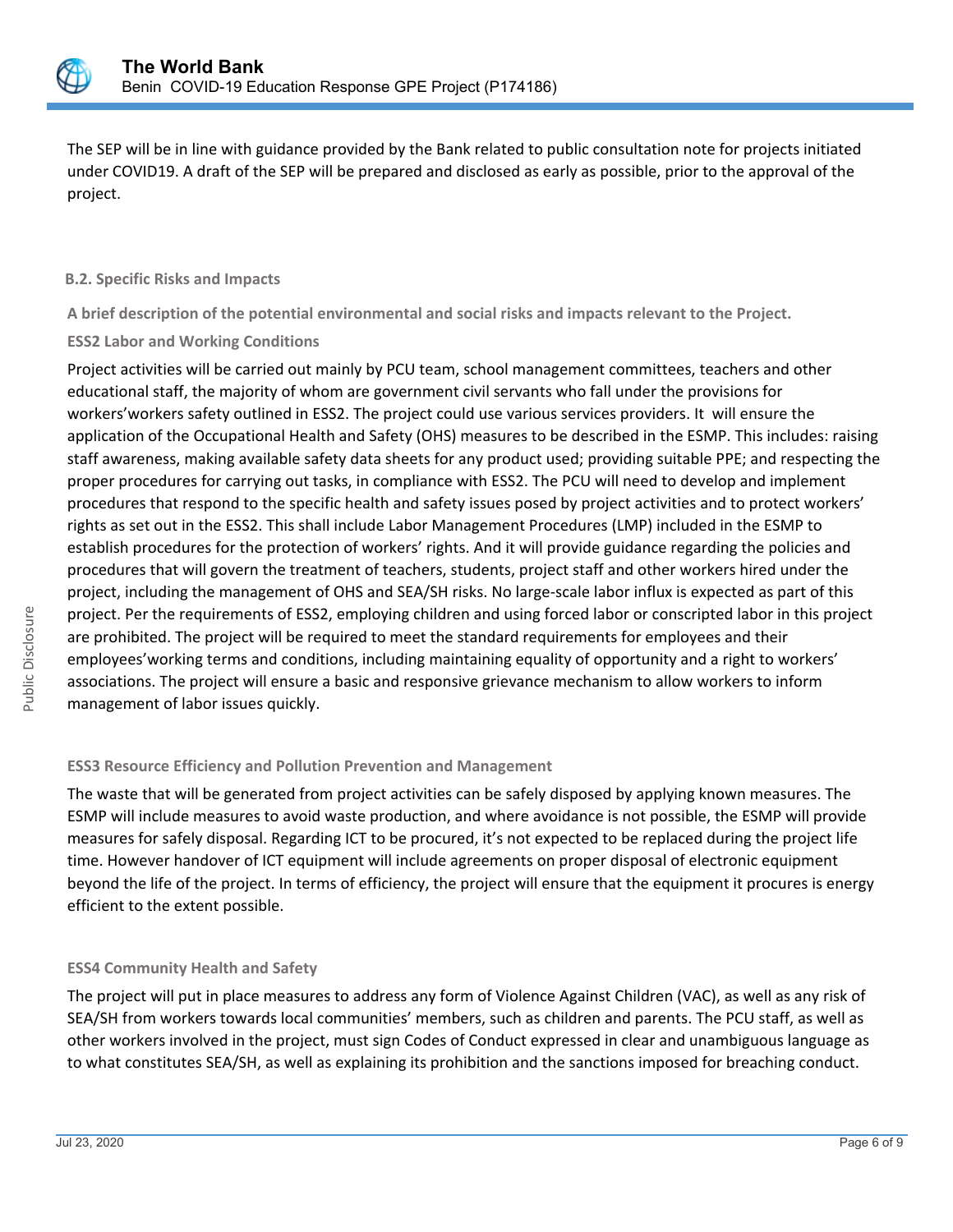The SEP will be in line with guidance provided by the Bank related to public consultation note for projects initiated under COVID19. A draft of the SEP will be prepared and disclosed as early as possible, prior to the approval of the project.

### B.2. Specific Risks and Impacts

**A brief description of the potential environmental and social risks and impacts relevant to the Project.**

**ESS2 Labor and Working Conditions**

Project activities will be carried out mainly by PCU team, school management committees, teachers and other educational staff, the majority of whom are government civil servants who fall under the provisions for workers'workers safety outlined in ESS2. The project could use various services providers. It will ensure the application of the Occupational Health and Safety (OHS) measures to be described in the ESMP. This includes: raising staff awareness, making available safety data sheets for any product used; providing suitable PPE; and respecting the proper procedures for carrying out tasks, in compliance with ESS2. The PCU will need to develop and implement procedures that respond to the specific health and safety issues posed by project activities and to protect workers' rights as set out in the ESS2. This shall include Labor Management Procedures (LMP) included in the ESMP to establish procedures for the protection of workers' rights. And it will provide guidance regarding the policies and procedures that will govern the treatment of teachers, students, project staff and other workers hired under the project, including the management of OHS and SEA/SH risks. No large-scale labor influx is expected as part of this project. Per the requirements of ESS2, employing children and using forced labor or conscripted labor in this project are prohibited. The project will be required to meet the standard requirements for employees and their employees'working terms and conditions, including maintaining equality of opportunity and a right to workers' associations. The project will ensure a basic and responsive grievance mechanism to allow workers to inform management of labor issues quickly.

**ESS3 Resource Efficiency and Pollution Prevention and Management**

The waste that will be generated from project activities can be safely disposed by applying known measures. The ESMP will include measures to avoid waste production, and where avoidance is not possible, the ESMP will provide measures for safely disposal. Regarding ICT to be procured, it's not expected to be replaced during the project life time. However handover of ICT equipment will include agreements on proper disposal of electronic equipment beyond the life of the project. In terms of efficiency, the project will ensure that the equipment it procures is energy efficient to the extent possible.

**ESS4 Community Health and Safety**

The project will put in place measures to address any form of Violence Against Children (VAC), as well as any risk of SEA/SH from workers towards local communities' members, such as children and parents. The PCU staff, as well as other workers involved in the project, must sign Codes of Conduct expressed in clear and unambiguous language as to what constitutes SEA/SH, as well as explaining its prohibition and the sanctions imposed for breaching conduct.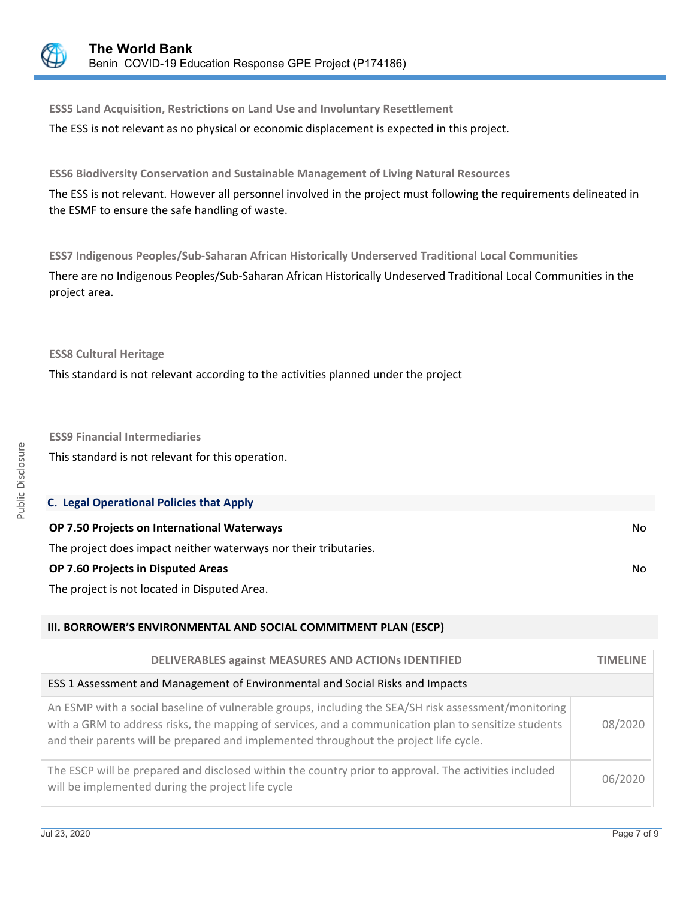**ESS5 Land Acquisition, Restrictions on Land Use and Involuntary Resettlement**

The ESS is not relevant as no physical or economic displacement is expected in this project.

**ESS6 Biodiversity Conservation and Sustainable Management of Living Natural Resources**

The ESS is not relevant. However all personnel involved in the project must following the requirements delineated in the ESMF to ensure the safe handling of waste.

**ESS7 Indigenous Peoples/Sub-Saharan African Historically Underserved Traditional Local Communities**

There are no Indigenous Peoples/Sub-Saharan African Historically Undeserved Traditional Local Communities in the project area.

**ESS8 Cultural Heritage**

This standard is not relevant according to the activities planned under the project

**ESS9 Financial Intermediaries**

This standard is not relevant for this operation.

## C. Legal Operational Policies that Apply

**OP 7.50 Projects on International Waterways** — No

The project does impact neither waterways nor their tributaries.

**OP 7.60 Projects in Disputed Areas** — No

The project is not located in Disputed Area.

## III. BORROWER'S ENVIRONMENTAL AND SOCIAL COMMITMENT PLAN (ESCP)

| DELIVERABLES against MEASURES AND ACTIONs IDENTIFIED | TIMELINE |
|---|---|
| ESS 1 Assessment and Management of Environmental and Social Risks and Impacts | |
| An ESMP with a social baseline of vulnerable groups, including the SEA/SH risk assessment/monitoring with a GRM to address risks, the mapping of services, and a communication plan to sensitize students and their parents will be prepared and implemented throughout the project life cycle. | 08/2020 |
| The ESCP will be prepared and disclosed within the country prior to approval. The activities included will be implemented during the project life cycle | 06/2020 |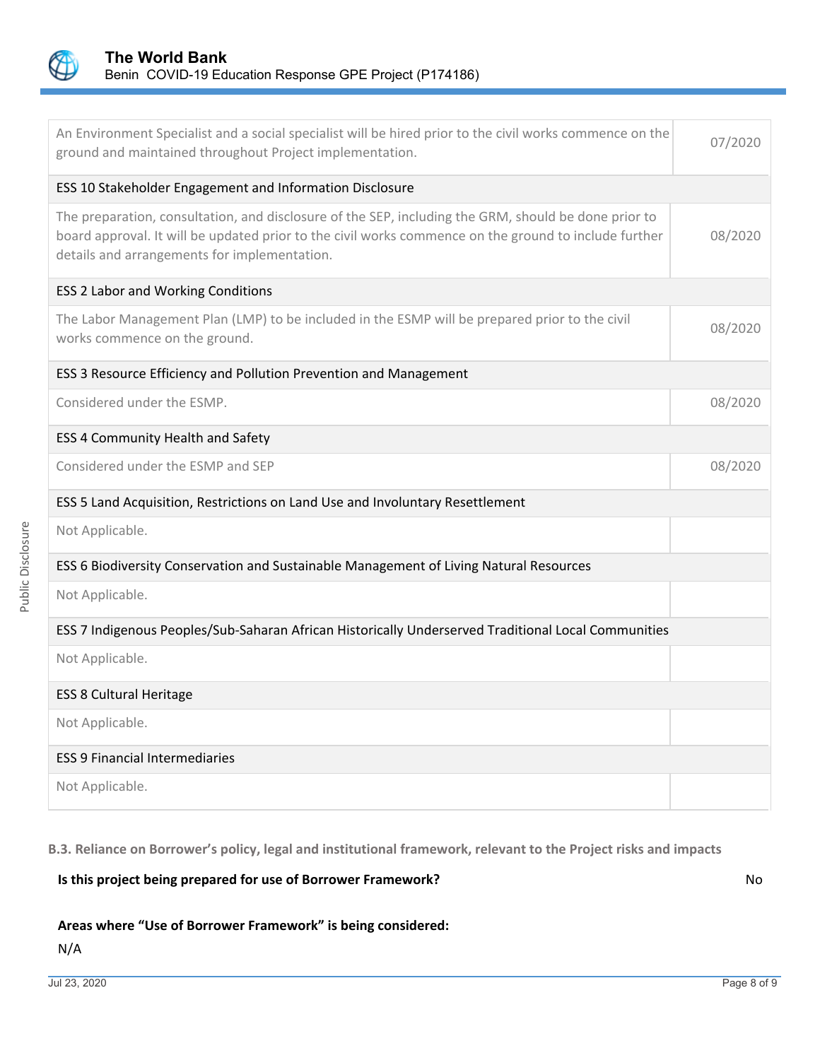| | |
|---|---|
| An Environment Specialist and a social specialist will be hired prior to the civil works commence on the ground and maintained throughout Project implementation. | 07/2020 |
| **ESS 10 Stakeholder Engagement and Information Disclosure** | |
| The preparation, consultation, and disclosure of the SEP, including the GRM, should be done prior to board approval. It will be updated prior to the civil works commence on the ground to include further details and arrangements for implementation. | 08/2020 |
| **ESS 2 Labor and Working Conditions** | |
| The Labor Management Plan (LMP) to be included in the ESMP will be prepared prior to the civil works commence on the ground. | 08/2020 |
| **ESS 3 Resource Efficiency and Pollution Prevention and Management** | |
| Considered under the ESMP. | 08/2020 |
| **ESS 4 Community Health and Safety** | |
| Considered under the ESMP and SEP | 08/2020 |
| **ESS 5 Land Acquisition, Restrictions on Land Use and Involuntary Resettlement** | |
| Not Applicable. | |
| **ESS 6 Biodiversity Conservation and Sustainable Management of Living Natural Resources** | |
| Not Applicable. | |
| **ESS 7 Indigenous Peoples/Sub-Saharan African Historically Underserved Traditional Local Communities** | |
| Not Applicable. | |
| **ESS 8 Cultural Heritage** | |
| Not Applicable. | |
| **ESS 9 Financial Intermediaries** | |
| Not Applicable. | |

**B.3. Reliance on Borrower's policy, legal and institutional framework, relevant to the Project risks and impacts**

**Is this project being prepared for use of Borrower Framework?** No

**Areas where "Use of Borrower Framework" is being considered:**

N/A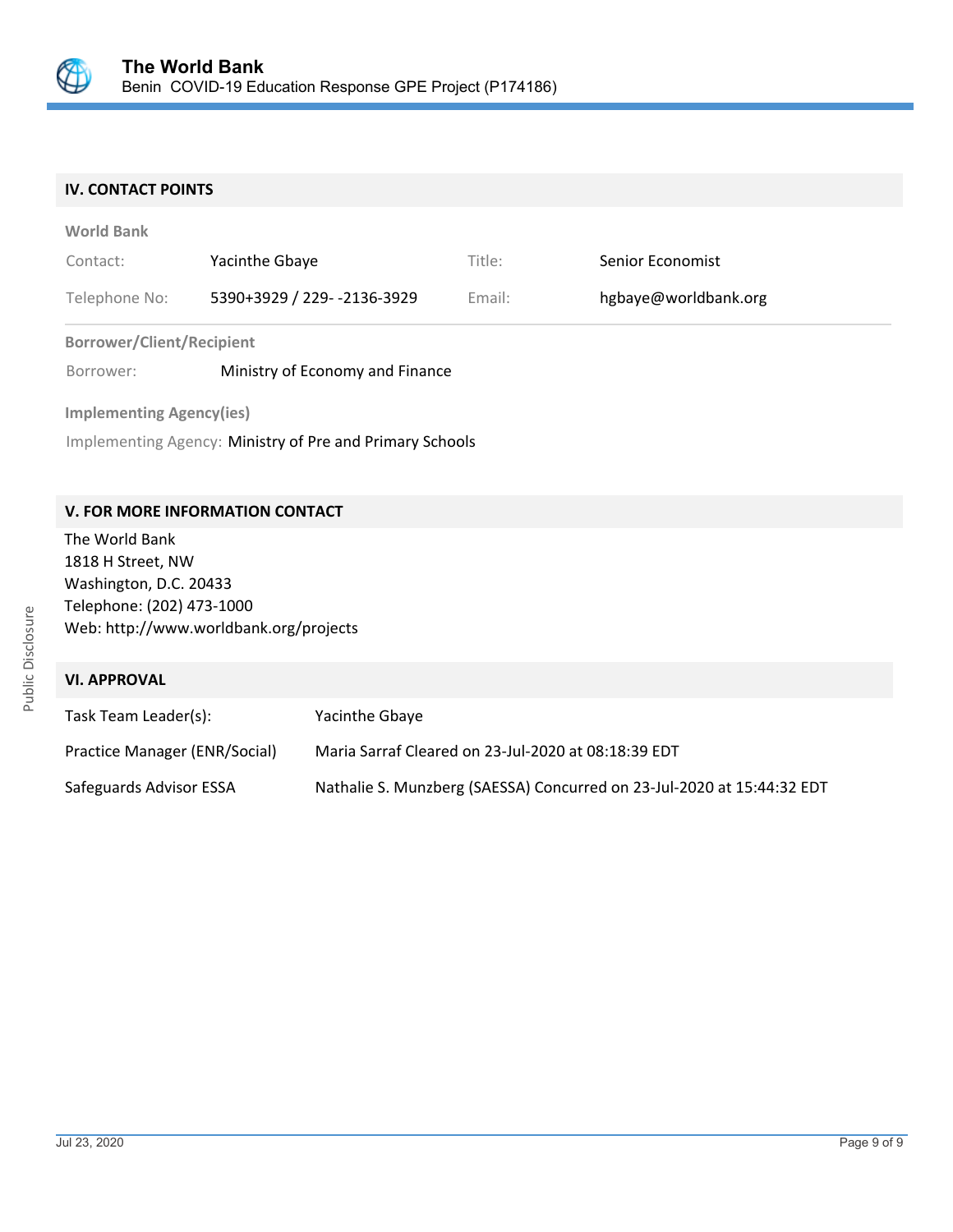## IV. CONTACT POINTS

**World Bank**

| | | | |
|---|---|---|---|
| Contact: | Yacinthe Gbaye | Title: | Senior Economist |
| Telephone No: | 5390+3929 / 229- -2136-3929 | Email: | hgbaye@worldbank.org |

**Borrower/Client/Recipient**

Borrower: Ministry of Economy and Finance

**Implementing Agency(ies)**

Implementing Agency: Ministry of Pre and Primary Schools

## V. FOR MORE INFORMATION CONTACT

The World Bank
1818 H Street, NW
Washington, D.C. 20433
Telephone: (202) 473-1000
Web: http://www.worldbank.org/projects

## VI. APPROVAL

| | |
|---|---|
| Task Team Leader(s): | Yacinthe Gbaye |
| Practice Manager (ENR/Social) | Maria Sarraf Cleared on 23-Jul-2020 at 08:18:39 EDT |
| Safeguards Advisor ESSA | Nathalie S. Munzberg (SAESSA) Concurred on 23-Jul-2020 at 15:44:32 EDT |